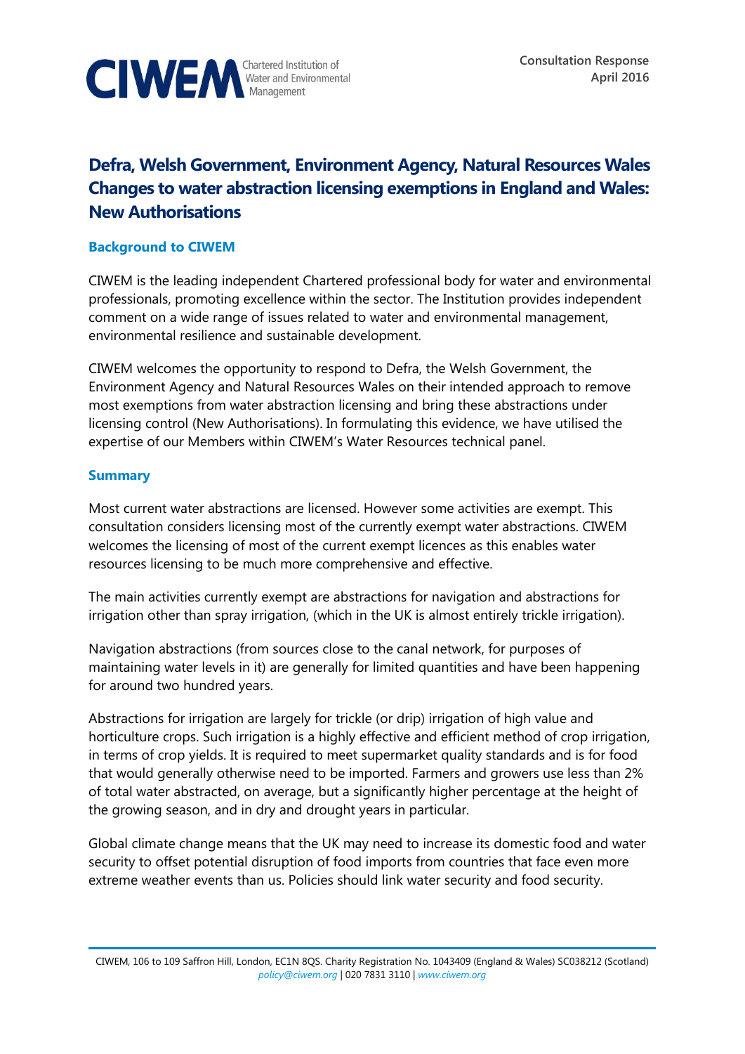CIWEM Chartered Institution of Water and Environmental Management

Consultation Response
April 2016

# Defra, Welsh Government, Environment Agency, Natural Resources Wales Changes to water abstraction licensing exemptions in England and Wales: New Authorisations

## Background to CIWEM

CIWEM is the leading independent Chartered professional body for water and environmental professionals, promoting excellence within the sector. The Institution provides independent comment on a wide range of issues related to water and environmental management, environmental resilience and sustainable development.

CIWEM welcomes the opportunity to respond to Defra, the Welsh Government, the Environment Agency and Natural Resources Wales on their intended approach to remove most exemptions from water abstraction licensing and bring these abstractions under licensing control (New Authorisations). In formulating this evidence, we have utilised the expertise of our Members within CIWEM's Water Resources technical panel.

## Summary

Most current water abstractions are licensed. However some activities are exempt. This consultation considers licensing most of the currently exempt water abstractions. CIWEM welcomes the licensing of most of the current exempt licences as this enables water resources licensing to be much more comprehensive and effective.

The main activities currently exempt are abstractions for navigation and abstractions for irrigation other than spray irrigation, (which in the UK is almost entirely trickle irrigation).

Navigation abstractions (from sources close to the canal network, for purposes of maintaining water levels in it) are generally for limited quantities and have been happening for around two hundred years.

Abstractions for irrigation are largely for trickle (or drip) irrigation of high value and horticulture crops. Such irrigation is a highly effective and efficient method of crop irrigation, in terms of crop yields. It is required to meet supermarket quality standards and is for food that would generally otherwise need to be imported. Farmers and growers use less than 2% of total water abstracted, on average, but a significantly higher percentage at the height of the growing season, and in dry and drought years in particular.

Global climate change means that the UK may need to increase its domestic food and water security to offset potential disruption of food imports from countries that face even more extreme weather events than us. Policies should link water security and food security.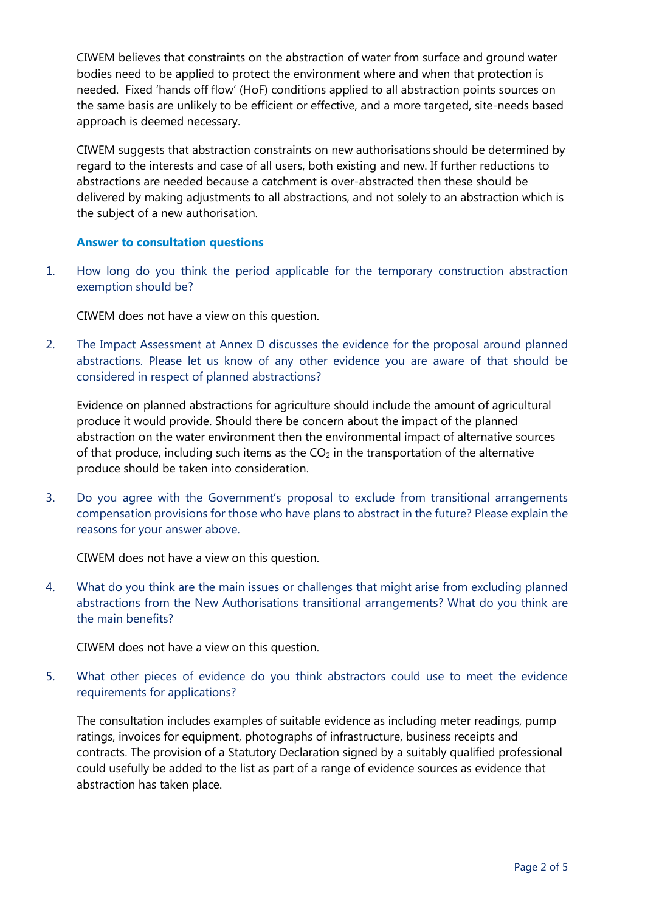CIWEM believes that constraints on the abstraction of water from surface and ground water bodies need to be applied to protect the environment where and when that protection is needed. Fixed 'hands off flow' (HoF) conditions applied to all abstraction points sources on the same basis are unlikely to be efficient or effective, and a more targeted, site-needs based approach is deemed necessary.

CIWEM suggests that abstraction constraints on new authorisations should be determined by regard to the interests and case of all users, both existing and new. If further reductions to abstractions are needed because a catchment is over-abstracted then these should be delivered by making adjustments to all abstractions, and not solely to an abstraction which is the subject of a new authorisation.

### Answer to consultation questions

1. How long do you think the period applicable for the temporary construction abstraction exemption should be?

   CIWEM does not have a view on this question.

2. The Impact Assessment at Annex D discusses the evidence for the proposal around planned abstractions. Please let us know of any other evidence you are aware of that should be considered in respect of planned abstractions?

   Evidence on planned abstractions for agriculture should include the amount of agricultural produce it would provide. Should there be concern about the impact of the planned abstraction on the water environment then the environmental impact of alternative sources of that produce, including such items as the $CO_2$ in the transportation of the alternative produce should be taken into consideration.

3. Do you agree with the Government's proposal to exclude from transitional arrangements compensation provisions for those who have plans to abstract in the future? Please explain the reasons for your answer above.

   CIWEM does not have a view on this question.

4. What do you think are the main issues or challenges that might arise from excluding planned abstractions from the New Authorisations transitional arrangements? What do you think are the main benefits?

   CIWEM does not have a view on this question.

5. What other pieces of evidence do you think abstractors could use to meet the evidence requirements for applications?

   The consultation includes examples of suitable evidence as including meter readings, pump ratings, invoices for equipment, photographs of infrastructure, business receipts and contracts. The provision of a Statutory Declaration signed by a suitably qualified professional could usefully be added to the list as part of a range of evidence sources as evidence that abstraction has taken place.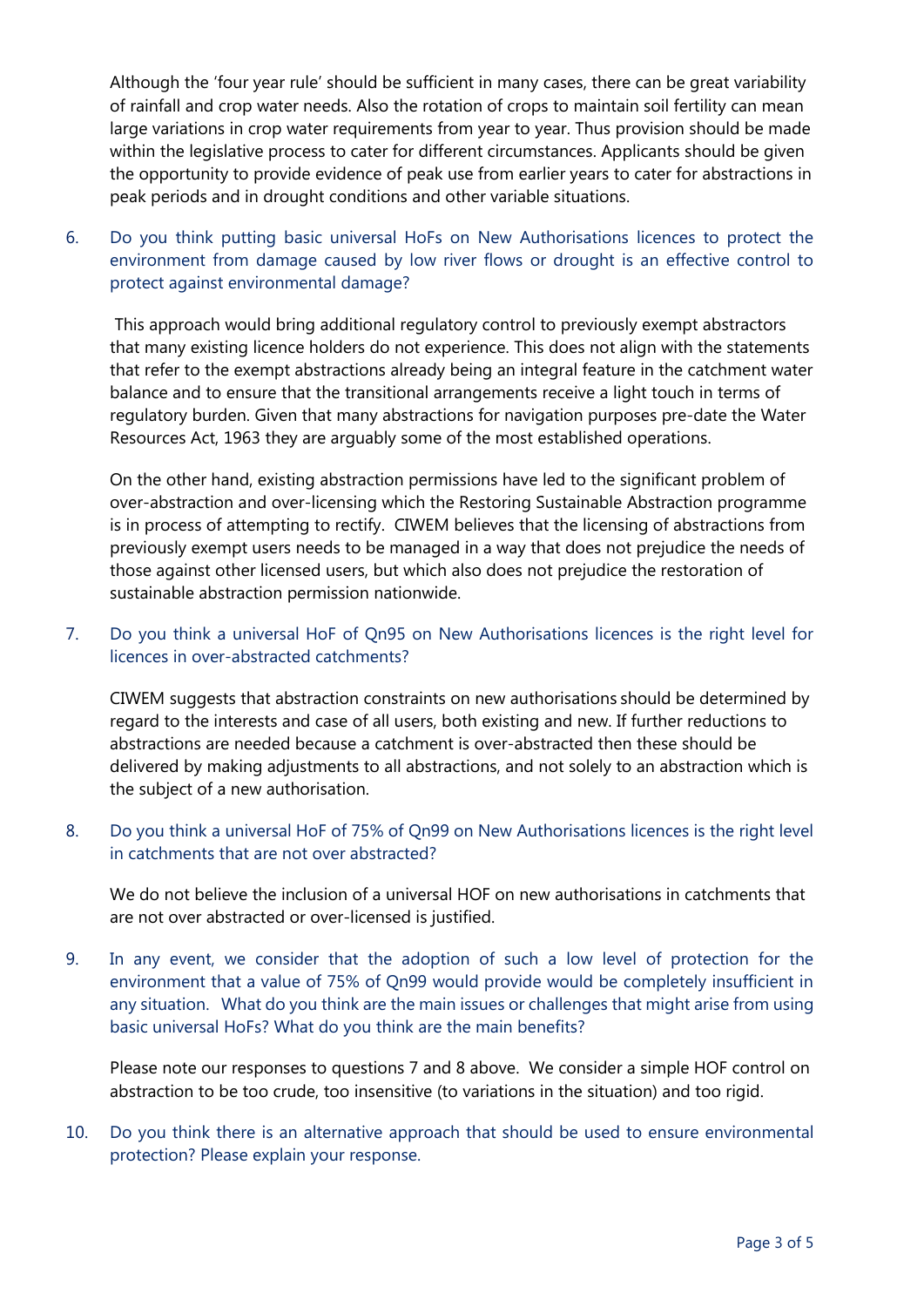Although the 'four year rule' should be sufficient in many cases, there can be great variability of rainfall and crop water needs. Also the rotation of crops to maintain soil fertility can mean large variations in crop water requirements from year to year. Thus provision should be made within the legislative process to cater for different circumstances. Applicants should be given the opportunity to provide evidence of peak use from earlier years to cater for abstractions in peak periods and in drought conditions and other variable situations.

6. Do you think putting basic universal HoFs on New Authorisations licences to protect the environment from damage caused by low river flows or drought is an effective control to protect against environmental damage?

   This approach would bring additional regulatory control to previously exempt abstractors that many existing licence holders do not experience. This does not align with the statements that refer to the exempt abstractions already being an integral feature in the catchment water balance and to ensure that the transitional arrangements receive a light touch in terms of regulatory burden. Given that many abstractions for navigation purposes pre-date the Water Resources Act, 1963 they are arguably some of the most established operations.

   On the other hand, existing abstraction permissions have led to the significant problem of over-abstraction and over-licensing which the Restoring Sustainable Abstraction programme is in process of attempting to rectify. CIWEM believes that the licensing of abstractions from previously exempt users needs to be managed in a way that does not prejudice the needs of those against other licensed users, but which also does not prejudice the restoration of sustainable abstraction permission nationwide.

7. Do you think a universal HoF of Qn95 on New Authorisations licences is the right level for licences in over-abstracted catchments?

   CIWEM suggests that abstraction constraints on new authorisations should be determined by regard to the interests and case of all users, both existing and new. If further reductions to abstractions are needed because a catchment is over-abstracted then these should be delivered by making adjustments to all abstractions, and not solely to an abstraction which is the subject of a new authorisation.

8. Do you think a universal HoF of 75% of Qn99 on New Authorisations licences is the right level in catchments that are not over abstracted?

   We do not believe the inclusion of a universal HOF on new authorisations in catchments that are not over abstracted or over-licensed is justified.

9. In any event, we consider that the adoption of such a low level of protection for the environment that a value of 75% of Qn99 would provide would be completely insufficient in any situation. What do you think are the main issues or challenges that might arise from using basic universal HoFs? What do you think are the main benefits?

   Please note our responses to questions 7 and 8 above. We consider a simple HOF control on abstraction to be too crude, too insensitive (to variations in the situation) and too rigid.

10. Do you think there is an alternative approach that should be used to ensure environmental protection? Please explain your response.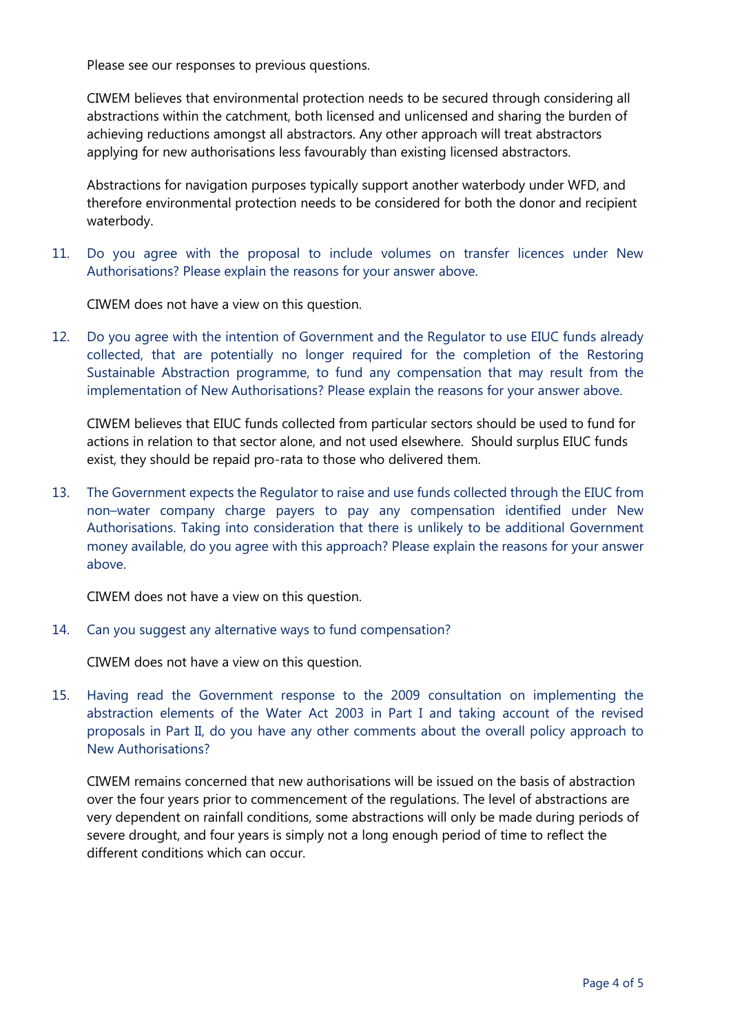Please see our responses to previous questions.

CIWEM believes that environmental protection needs to be secured through considering all abstractions within the catchment, both licensed and unlicensed and sharing the burden of achieving reductions amongst all abstractors. Any other approach will treat abstractors applying for new authorisations less favourably than existing licensed abstractors.

Abstractions for navigation purposes typically support another waterbody under WFD, and therefore environmental protection needs to be considered for both the donor and recipient waterbody.

11. Do you agree with the proposal to include volumes on transfer licences under New Authorisations? Please explain the reasons for your answer above.

    CIWEM does not have a view on this question.

12. Do you agree with the intention of Government and the Regulator to use EIUC funds already collected, that are potentially no longer required for the completion of the Restoring Sustainable Abstraction programme, to fund any compensation that may result from the implementation of New Authorisations? Please explain the reasons for your answer above.

    CIWEM believes that EIUC funds collected from particular sectors should be used to fund for actions in relation to that sector alone, and not used elsewhere. Should surplus EIUC funds exist, they should be repaid pro-rata to those who delivered them.

13. The Government expects the Regulator to raise and use funds collected through the EIUC from non–water company charge payers to pay any compensation identified under New Authorisations. Taking into consideration that there is unlikely to be additional Government money available, do you agree with this approach? Please explain the reasons for your answer above.

    CIWEM does not have a view on this question.

14. Can you suggest any alternative ways to fund compensation?

    CIWEM does not have a view on this question.

15. Having read the Government response to the 2009 consultation on implementing the abstraction elements of the Water Act 2003 in Part I and taking account of the revised proposals in Part II, do you have any other comments about the overall policy approach to New Authorisations?

    CIWEM remains concerned that new authorisations will be issued on the basis of abstraction over the four years prior to commencement of the regulations. The level of abstractions are very dependent on rainfall conditions, some abstractions will only be made during periods of severe drought, and four years is simply not a long enough period of time to reflect the different conditions which can occur.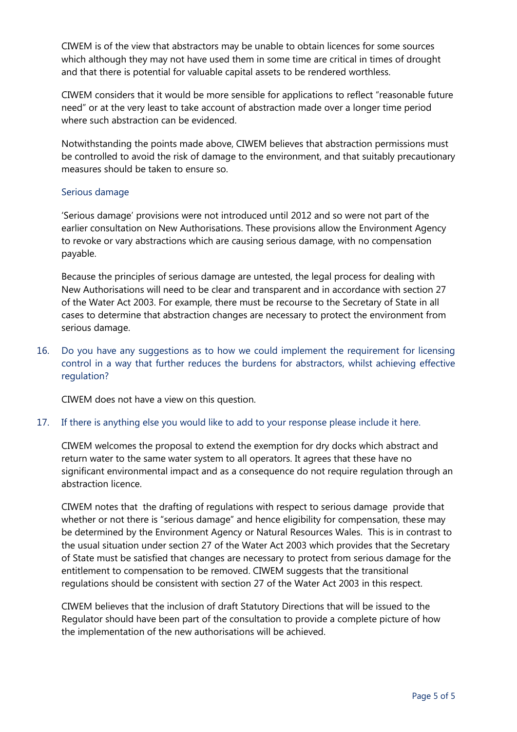CIWEM is of the view that abstractors may be unable to obtain licences for some sources which although they may not have used them in some time are critical in times of drought and that there is potential for valuable capital assets to be rendered worthless.

CIWEM considers that it would be more sensible for applications to reflect "reasonable future need" or at the very least to take account of abstraction made over a longer time period where such abstraction can be evidenced.

Notwithstanding the points made above, CIWEM believes that abstraction permissions must be controlled to avoid the risk of damage to the environment, and that suitably precautionary measures should be taken to ensure so.

### Serious damage

'Serious damage' provisions were not introduced until 2012 and so were not part of the earlier consultation on New Authorisations. These provisions allow the Environment Agency to revoke or vary abstractions which are causing serious damage, with no compensation payable.

Because the principles of serious damage are untested, the legal process for dealing with New Authorisations will need to be clear and transparent and in accordance with section 27 of the Water Act 2003. For example, there must be recourse to the Secretary of State in all cases to determine that abstraction changes are necessary to protect the environment from serious damage.

16. Do you have any suggestions as to how we could implement the requirement for licensing control in a way that further reduces the burdens for abstractors, whilst achieving effective regulation?

CIWEM does not have a view on this question.

17. If there is anything else you would like to add to your response please include it here.

CIWEM welcomes the proposal to extend the exemption for dry docks which abstract and return water to the same water system to all operators. It agrees that these have no significant environmental impact and as a consequence do not require regulation through an abstraction licence.

CIWEM notes that the drafting of regulations with respect to serious damage provide that whether or not there is "serious damage" and hence eligibility for compensation, these may be determined by the Environment Agency or Natural Resources Wales. This is in contrast to the usual situation under section 27 of the Water Act 2003 which provides that the Secretary of State must be satisfied that changes are necessary to protect from serious damage for the entitlement to compensation to be removed. CIWEM suggests that the transitional regulations should be consistent with section 27 of the Water Act 2003 in this respect.

CIWEM believes that the inclusion of draft Statutory Directions that will be issued to the Regulator should have been part of the consultation to provide a complete picture of how the implementation of the new authorisations will be achieved.